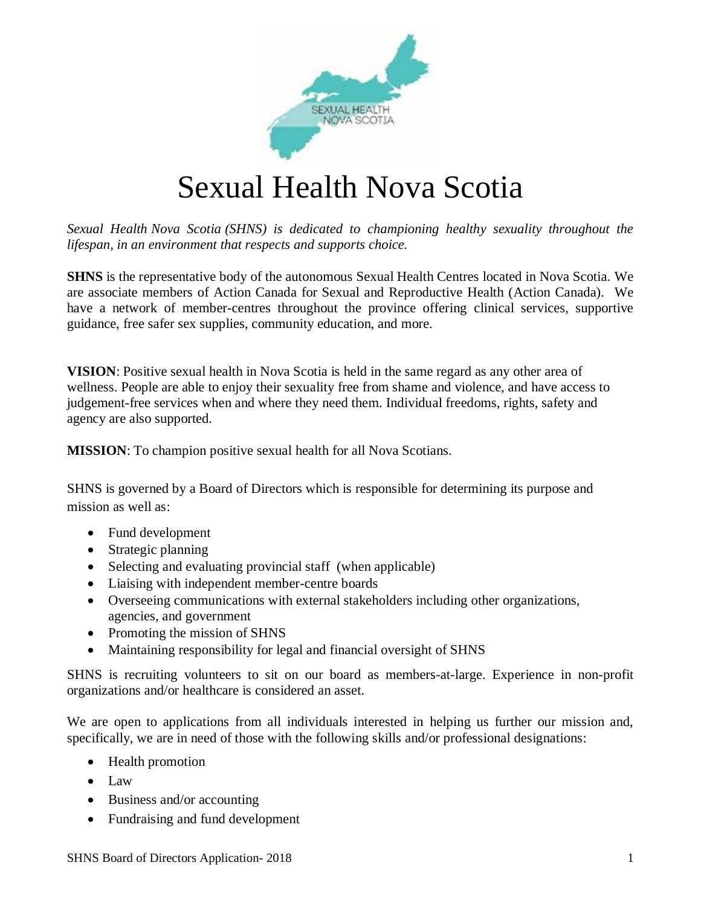# Sexual Health Nova Scotia

*Sexual Health Nova Scotia (SHNS) is dedicated to championing healthy sexuality throughout the lifespan, in an environment that respects and supports choice.*

**SHNS** is the representative body of the autonomous Sexual Health Centres located in Nova Scotia. We are associate members of Action Canada for Sexual and Reproductive Health (Action Canada). We have a network of member-centres throughout the province offering clinical services, supportive guidance, free safer sex supplies, community education, and more.

**VISION**: Positive sexual health in Nova Scotia is held in the same regard as any other area of wellness. People are able to enjoy their sexuality free from shame and violence, and have access to judgement-free services when and where they need them. Individual freedoms, rights, safety and agency are also supported.

**MISSION**: To champion positive sexual health for all Nova Scotians.

SHNS is governed by a Board of Directors which is responsible for determining its purpose and mission as well as:

- Fund development
- Strategic planning
- Selecting and evaluating provincial staff (when applicable)
- Liaising with independent member-centre boards
- Overseeing communications with external stakeholders including other organizations, agencies, and government
- Promoting the mission of SHNS
- Maintaining responsibility for legal and financial oversight of SHNS

SHNS is recruiting volunteers to sit on our board as members-at-large. Experience in non-profit organizations and/or healthcare is considered an asset.

We are open to applications from all individuals interested in helping us further our mission and, specifically, we are in need of those with the following skills and/or professional designations:

- Health promotion
- Law
- Business and/or accounting
- Fundraising and fund development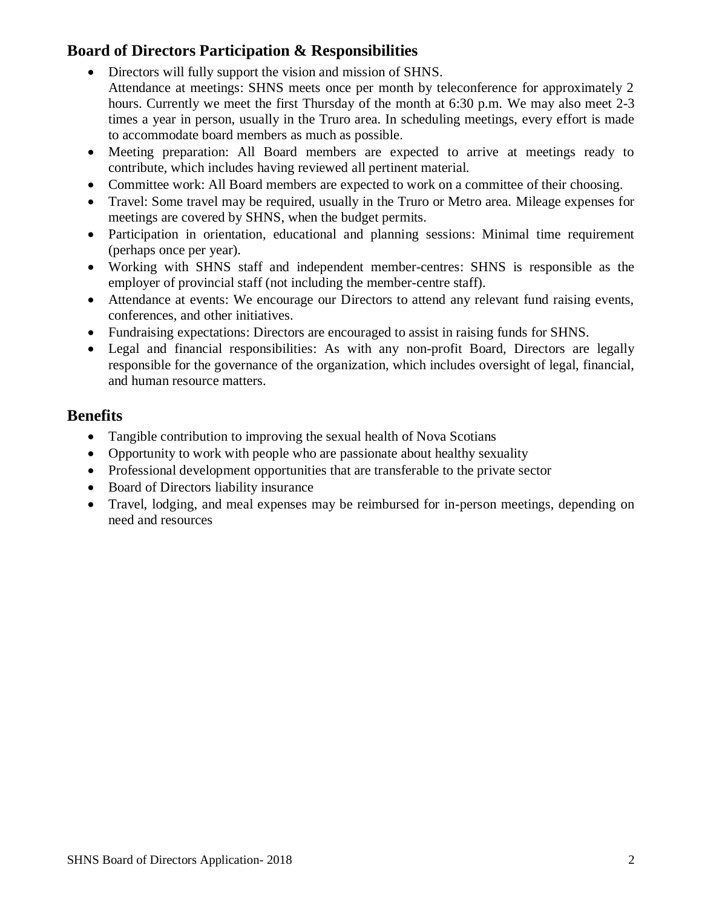## Board of Directors Participation & Responsibilities

- Directors will fully support the vision and mission of SHNS.
  Attendance at meetings: SHNS meets once per month by teleconference for approximately 2 hours. Currently we meet the first Thursday of the month at 6:30 p.m. We may also meet 2-3 times a year in person, usually in the Truro area. In scheduling meetings, every effort is made to accommodate board members as much as possible.
- Meeting preparation: All Board members are expected to arrive at meetings ready to contribute, which includes having reviewed all pertinent material.
- Committee work: All Board members are expected to work on a committee of their choosing.
- Travel: Some travel may be required, usually in the Truro or Metro area. Mileage expenses for meetings are covered by SHNS, when the budget permits.
- Participation in orientation, educational and planning sessions: Minimal time requirement (perhaps once per year).
- Working with SHNS staff and independent member-centres: SHNS is responsible as the employer of provincial staff (not including the member-centre staff).
- Attendance at events: We encourage our Directors to attend any relevant fund raising events, conferences, and other initiatives.
- Fundraising expectations: Directors are encouraged to assist in raising funds for SHNS.
- Legal and financial responsibilities: As with any non-profit Board, Directors are legally responsible for the governance of the organization, which includes oversight of legal, financial, and human resource matters.

## Benefits

- Tangible contribution to improving the sexual health of Nova Scotians
- Opportunity to work with people who are passionate about healthy sexuality
- Professional development opportunities that are transferable to the private sector
- Board of Directors liability insurance
- Travel, lodging, and meal expenses may be reimbursed for in-person meetings, depending on need and resources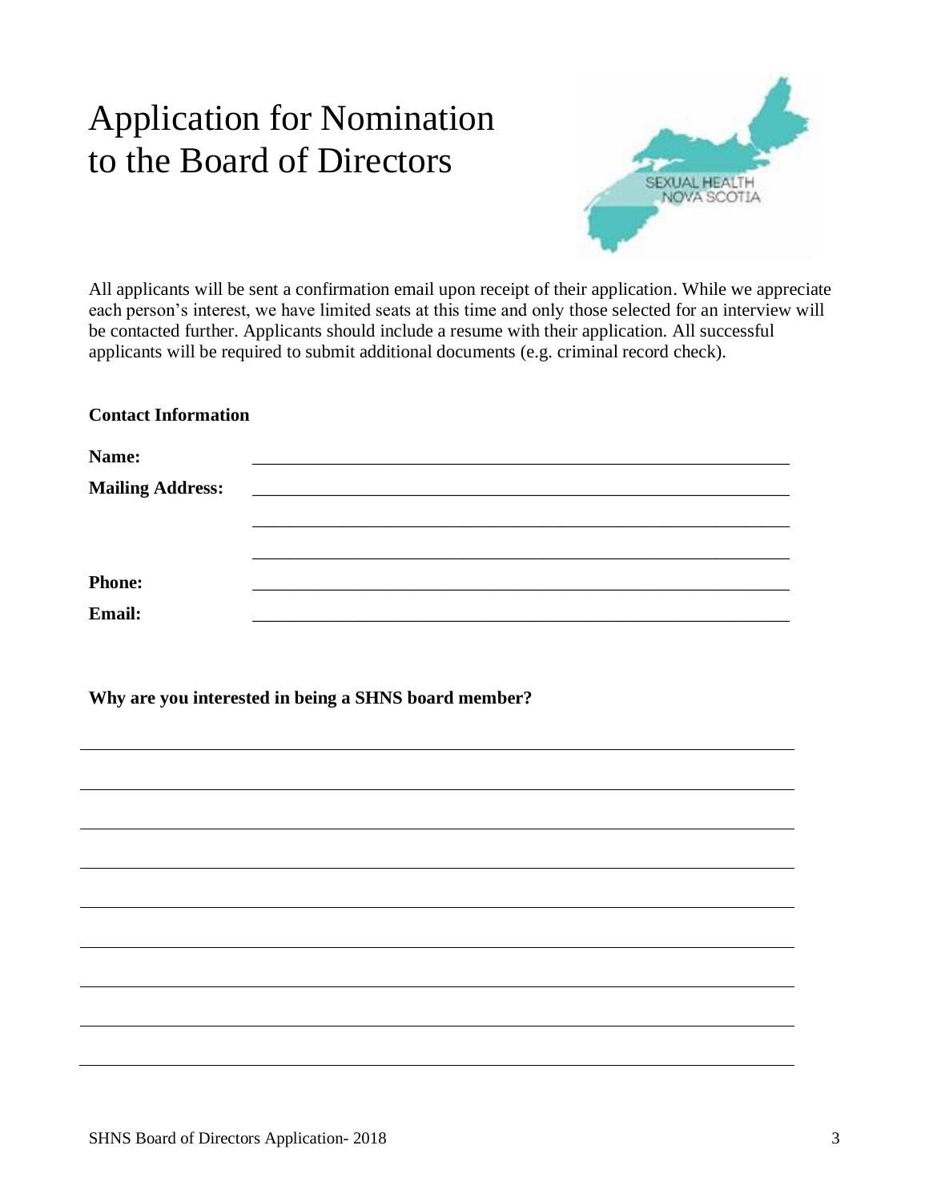# Application for Nomination to the Board of Directors

All applicants will be sent a confirmation email upon receipt of their application. While we appreciate each person's interest, we have limited seats at this time and only those selected for an interview will be contacted further. Applicants should include a resume with their application. All successful applicants will be required to submit additional documents (e.g. criminal record check).

**Contact Information**

**Name:** ______________________________________________________________

**Mailing Address:** ______________________________________________________________

______________________________________________________________

______________________________________________________________

**Phone:** ______________________________________________________________

**Email:** ______________________________________________________________

**Why are you interested in being a SHNS board member?**

______________________________________________________________________________

______________________________________________________________________________

______________________________________________________________________________

______________________________________________________________________________

______________________________________________________________________________

______________________________________________________________________________

______________________________________________________________________________

______________________________________________________________________________

______________________________________________________________________________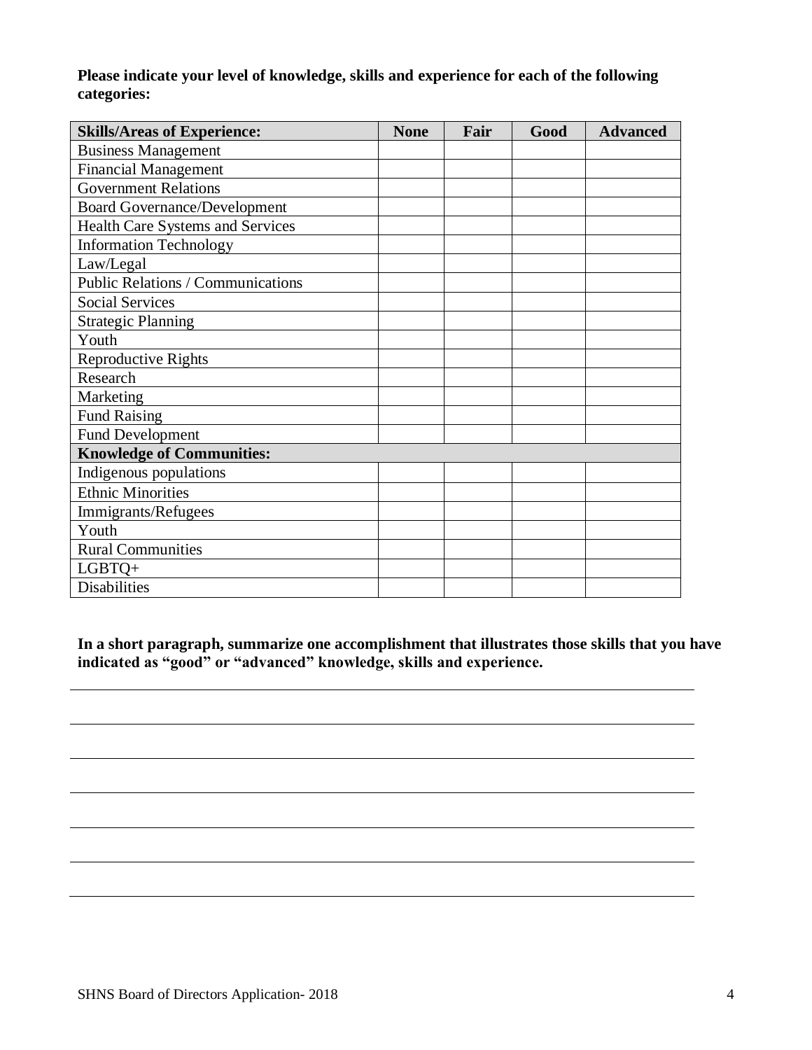**Please indicate your level of knowledge, skills and experience for each of the following categories:**

| **Skills/Areas of Experience:** | **None** | **Fair** | **Good** | **Advanced** |
|---|---|---|---|---|
| Business Management | | | | |
| Financial Management | | | | |
| Government Relations | | | | |
| Board Governance/Development | | | | |
| Health Care Systems and Services | | | | |
| Information Technology | | | | |
| Law/Legal | | | | |
| Public Relations / Communications | | | | |
| Social Services | | | | |
| Strategic Planning | | | | |
| Youth | | | | |
| Reproductive Rights | | | | |
| Research | | | | |
| Marketing | | | | |
| Fund Raising | | | | |
| Fund Development | | | | |
| **Knowledge of Communities:** | | | | |
| Indigenous populations | | | | |
| Ethnic Minorities | | | | |
| Immigrants/Refugees | | | | |
| Youth | | | | |
| Rural Communities | | | | |
| LGBTQ+ | | | | |
| Disabilities | | | | |

**In a short paragraph, summarize one accomplishment that illustrates those skills that you have indicated as "good" or "advanced" knowledge, skills and experience.**

______________________________________________________________________________

______________________________________________________________________________

______________________________________________________________________________

______________________________________________________________________________

______________________________________________________________________________

______________________________________________________________________________

______________________________________________________________________________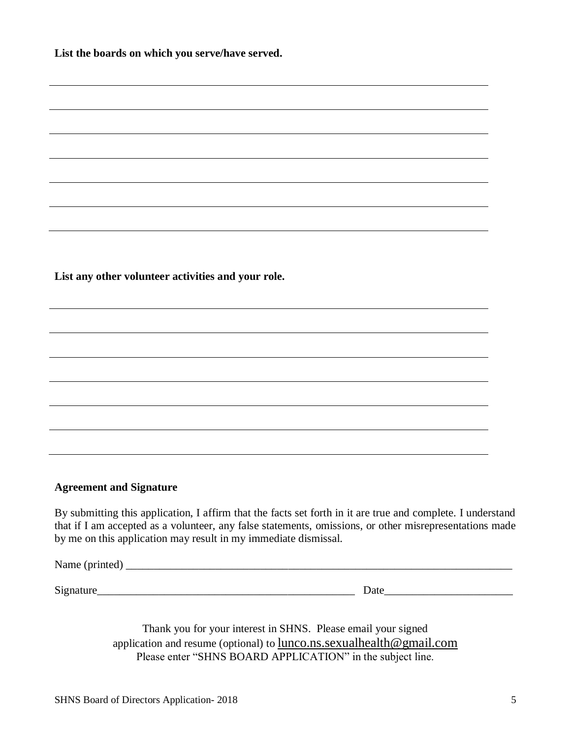**List the boards on which you serve/have served.**

\_\_\_\_\_\_\_\_\_\_\_\_\_\_\_\_\_\_\_\_\_\_\_\_\_\_\_\_\_\_\_\_\_\_\_\_\_\_\_\_\_\_\_\_\_\_\_\_\_\_\_\_\_\_\_\_\_\_\_\_\_\_\_\_\_\_\_\_\_\_

\_\_\_\_\_\_\_\_\_\_\_\_\_\_\_\_\_\_\_\_\_\_\_\_\_\_\_\_\_\_\_\_\_\_\_\_\_\_\_\_\_\_\_\_\_\_\_\_\_\_\_\_\_\_\_\_\_\_\_\_\_\_\_\_\_\_\_\_\_\_

\_\_\_\_\_\_\_\_\_\_\_\_\_\_\_\_\_\_\_\_\_\_\_\_\_\_\_\_\_\_\_\_\_\_\_\_\_\_\_\_\_\_\_\_\_\_\_\_\_\_\_\_\_\_\_\_\_\_\_\_\_\_\_\_\_\_\_\_\_\_

\_\_\_\_\_\_\_\_\_\_\_\_\_\_\_\_\_\_\_\_\_\_\_\_\_\_\_\_\_\_\_\_\_\_\_\_\_\_\_\_\_\_\_\_\_\_\_\_\_\_\_\_\_\_\_\_\_\_\_\_\_\_\_\_\_\_\_\_\_\_

\_\_\_\_\_\_\_\_\_\_\_\_\_\_\_\_\_\_\_\_\_\_\_\_\_\_\_\_\_\_\_\_\_\_\_\_\_\_\_\_\_\_\_\_\_\_\_\_\_\_\_\_\_\_\_\_\_\_\_\_\_\_\_\_\_\_\_\_\_\_

\_\_\_\_\_\_\_\_\_\_\_\_\_\_\_\_\_\_\_\_\_\_\_\_\_\_\_\_\_\_\_\_\_\_\_\_\_\_\_\_\_\_\_\_\_\_\_\_\_\_\_\_\_\_\_\_\_\_\_\_\_\_\_\_\_\_\_\_\_\_

\_\_\_\_\_\_\_\_\_\_\_\_\_\_\_\_\_\_\_\_\_\_\_\_\_\_\_\_\_\_\_\_\_\_\_\_\_\_\_\_\_\_\_\_\_\_\_\_\_\_\_\_\_\_\_\_\_\_\_\_\_\_\_\_\_\_\_\_\_\_

**List any other volunteer activities and your role.**

\_\_\_\_\_\_\_\_\_\_\_\_\_\_\_\_\_\_\_\_\_\_\_\_\_\_\_\_\_\_\_\_\_\_\_\_\_\_\_\_\_\_\_\_\_\_\_\_\_\_\_\_\_\_\_\_\_\_\_\_\_\_\_\_\_\_\_\_\_\_

\_\_\_\_\_\_\_\_\_\_\_\_\_\_\_\_\_\_\_\_\_\_\_\_\_\_\_\_\_\_\_\_\_\_\_\_\_\_\_\_\_\_\_\_\_\_\_\_\_\_\_\_\_\_\_\_\_\_\_\_\_\_\_\_\_\_\_\_\_\_

\_\_\_\_\_\_\_\_\_\_\_\_\_\_\_\_\_\_\_\_\_\_\_\_\_\_\_\_\_\_\_\_\_\_\_\_\_\_\_\_\_\_\_\_\_\_\_\_\_\_\_\_\_\_\_\_\_\_\_\_\_\_\_\_\_\_\_\_\_\_

\_\_\_\_\_\_\_\_\_\_\_\_\_\_\_\_\_\_\_\_\_\_\_\_\_\_\_\_\_\_\_\_\_\_\_\_\_\_\_\_\_\_\_\_\_\_\_\_\_\_\_\_\_\_\_\_\_\_\_\_\_\_\_\_\_\_\_\_\_\_

\_\_\_\_\_\_\_\_\_\_\_\_\_\_\_\_\_\_\_\_\_\_\_\_\_\_\_\_\_\_\_\_\_\_\_\_\_\_\_\_\_\_\_\_\_\_\_\_\_\_\_\_\_\_\_\_\_\_\_\_\_\_\_\_\_\_\_\_\_\_

\_\_\_\_\_\_\_\_\_\_\_\_\_\_\_\_\_\_\_\_\_\_\_\_\_\_\_\_\_\_\_\_\_\_\_\_\_\_\_\_\_\_\_\_\_\_\_\_\_\_\_\_\_\_\_\_\_\_\_\_\_\_\_\_\_\_\_\_\_\_

\_\_\_\_\_\_\_\_\_\_\_\_\_\_\_\_\_\_\_\_\_\_\_\_\_\_\_\_\_\_\_\_\_\_\_\_\_\_\_\_\_\_\_\_\_\_\_\_\_\_\_\_\_\_\_\_\_\_\_\_\_\_\_\_\_\_\_\_\_\_

**Agreement and Signature**

By submitting this application, I affirm that the facts set forth in it are true and complete. I understand that if I am accepted as a volunteer, any false statements, omissions, or other misrepresentations made by me on this application may result in my immediate dismissal.

Name (printed) \_\_\_\_\_\_\_\_\_\_\_\_\_\_\_\_\_\_\_\_\_\_\_\_\_\_\_\_\_\_\_\_\_\_\_\_\_\_\_\_\_\_\_\_\_\_\_\_\_\_\_\_\_\_\_\_\_\_\_\_\_\_\_

Signature\_\_\_\_\_\_\_\_\_\_\_\_\_\_\_\_\_\_\_\_\_\_\_\_\_\_\_\_\_\_\_\_\_\_\_\_\_\_\_\_\_\_\_\_ Date\_\_\_\_\_\_\_\_\_\_\_\_\_\_\_\_\_\_\_\_\_\_

Thank you for your interest in SHNS. Please email your signed application and resume (optional) to lunco.ns.sexualhealth@gmail.com
Please enter "SHNS BOARD APPLICATION" in the subject line.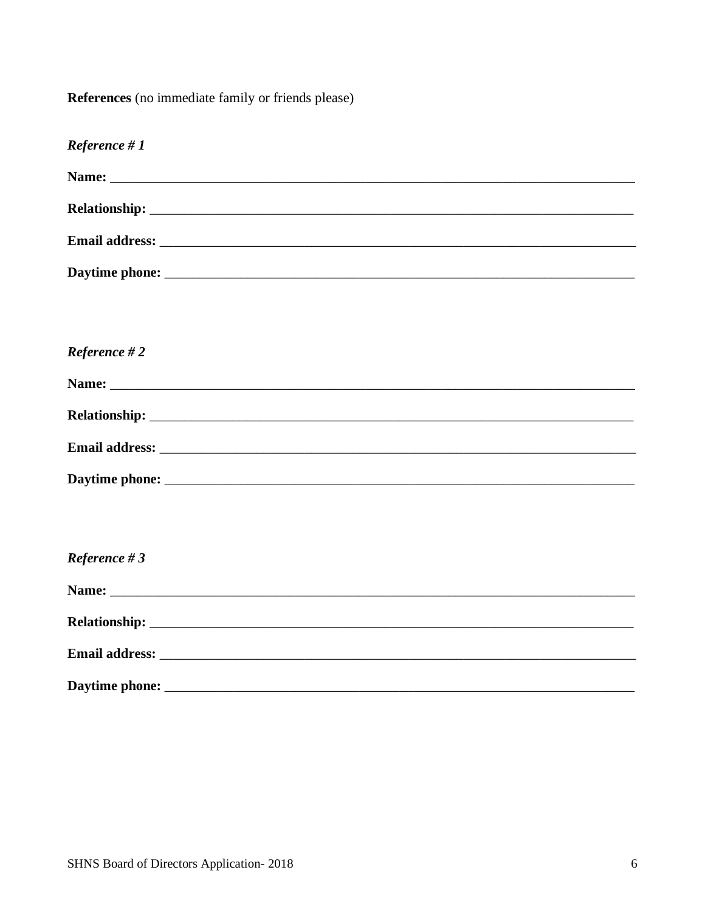**References** (no immediate family or friends please)

***Reference # 1***

**Name:** ___________________________________________________________________________

**Relationship:** ______________________________________________________________________

**Email address:** _____________________________________________________________________

**Daytime phone:** ____________________________________________________________________

***Reference # 2***

**Name:** ___________________________________________________________________________

**Relationship:** ______________________________________________________________________

**Email address:** _____________________________________________________________________

**Daytime phone:** ____________________________________________________________________

***Reference # 3***

**Name:** ___________________________________________________________________________

**Relationship:** ______________________________________________________________________

**Email address:** _____________________________________________________________________

**Daytime phone:** ____________________________________________________________________